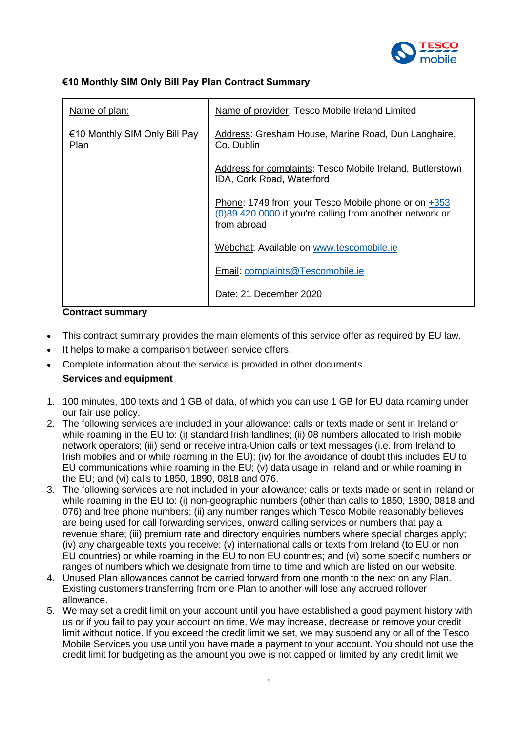## €10 Monthly SIM Only Bill Pay Plan Contract Summary

| Name of plan: | Name of provider: Tesco Mobile Ireland Limited |
|---|---|
| €10 Monthly SIM Only Bill Pay Plan | Address: Gresham House, Marine Road, Dun Laoghaire, Co. Dublin<br><br>Address for complaints: Tesco Mobile Ireland, Butlerstown IDA, Cork Road, Waterford<br><br>Phone: 1749 from your Tesco Mobile phone or on +353 (0)89 420 0000 if you're calling from another network or from abroad<br><br>Webchat: Available on www.tescomobile.ie<br><br>Email: complaints@Tescomobile.ie<br><br>Date: 21 December 2020 |

**Contract summary**

- This contract summary provides the main elements of this service offer as required by EU law.
- It helps to make a comparison between service offers.
- Complete information about the service is provided in other documents.

**Services and equipment**

1. 100 minutes, 100 texts and 1 GB of data, of which you can use 1 GB for EU data roaming under our fair use policy.
2. The following services are included in your allowance: calls or texts made or sent in Ireland or while roaming in the EU to: (i) standard Irish landlines; (ii) 08 numbers allocated to Irish mobile network operators; (iii) send or receive intra-Union calls or text messages (i.e. from Ireland to Irish mobiles and or while roaming in the EU); (iv) for the avoidance of doubt this includes EU to EU communications while roaming in the EU; (v) data usage in Ireland and or while roaming in the EU; and (vi) calls to 1850, 1890, 0818 and 076.
3. The following services are not included in your allowance: calls or texts made or sent in Ireland or while roaming in the EU to: (i) non-geographic numbers (other than calls to 1850, 1890, 0818 and 076) and free phone numbers; (ii) any number ranges which Tesco Mobile reasonably believes are being used for call forwarding services, onward calling services or numbers that pay a revenue share; (iii) premium rate and directory enquiries numbers where special charges apply; (iv) any chargeable texts you receive; (v) international calls or texts from Ireland (to EU or non EU countries) or while roaming in the EU to non EU countries; and (vi) some specific numbers or ranges of numbers which we designate from time to time and which are listed on our website.
4. Unused Plan allowances cannot be carried forward from one month to the next on any Plan. Existing customers transferring from one Plan to another will lose any accrued rollover allowance.
5. We may set a credit limit on your account until you have established a good payment history with us or if you fail to pay your account on time. We may increase, decrease or remove your credit limit without notice. If you exceed the credit limit we set, we may suspend any or all of the Tesco Mobile Services you use until you have made a payment to your account. You should not use the credit limit for budgeting as the amount you owe is not capped or limited by any credit limit we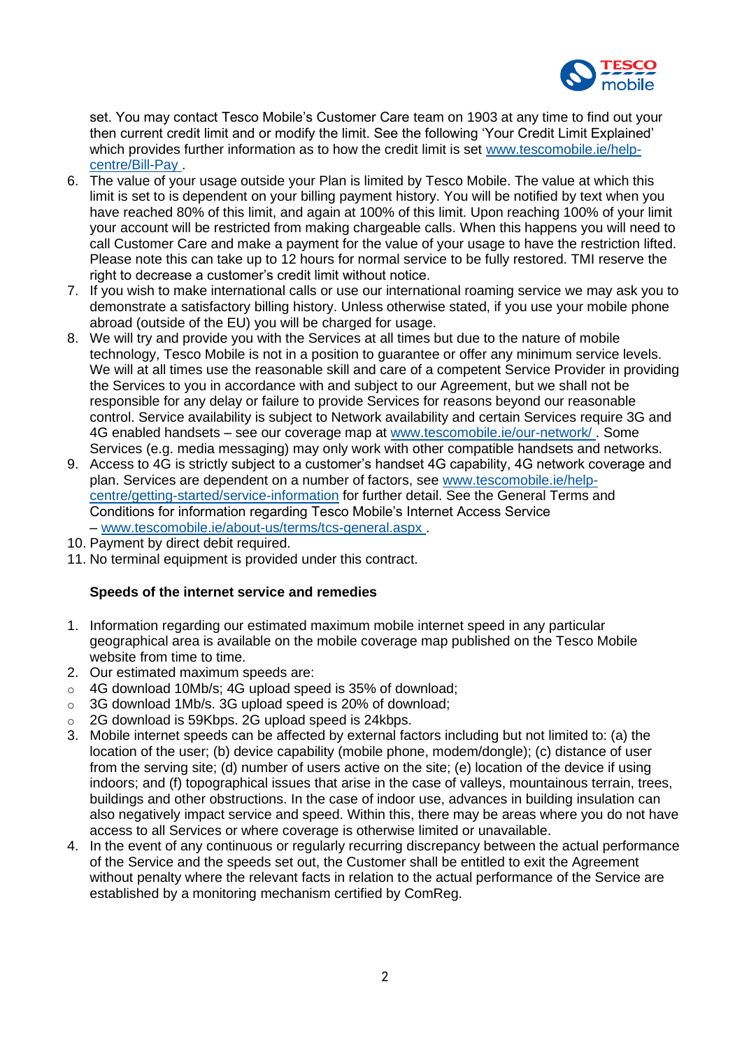set. You may contact Tesco Mobile's Customer Care team on 1903 at any time to find out your then current credit limit and or modify the limit. See the following 'Your Credit Limit Explained' which provides further information as to how the credit limit is set www.tescomobile.ie/help-centre/Bill-Pay .

6. The value of your usage outside your Plan is limited by Tesco Mobile. The value at which this limit is set to is dependent on your billing payment history. You will be notified by text when you have reached 80% of this limit, and again at 100% of this limit. Upon reaching 100% of your limit your account will be restricted from making chargeable calls. When this happens you will need to call Customer Care and make a payment for the value of your usage to have the restriction lifted. Please note this can take up to 12 hours for normal service to be fully restored. TMI reserve the right to decrease a customer's credit limit without notice.
7. If you wish to make international calls or use our international roaming service we may ask you to demonstrate a satisfactory billing history. Unless otherwise stated, if you use your mobile phone abroad (outside of the EU) you will be charged for usage.
8. We will try and provide you with the Services at all times but due to the nature of mobile technology, Tesco Mobile is not in a position to guarantee or offer any minimum service levels. We will at all times use the reasonable skill and care of a competent Service Provider in providing the Services to you in accordance with and subject to our Agreement, but we shall not be responsible for any delay or failure to provide Services for reasons beyond our reasonable control. Service availability is subject to Network availability and certain Services require 3G and 4G enabled handsets – see our coverage map at www.tescomobile.ie/our-network/ . Some Services (e.g. media messaging) may only work with other compatible handsets and networks.
9. Access to 4G is strictly subject to a customer's handset 4G capability, 4G network coverage and plan. Services are dependent on a number of factors, see www.tescomobile.ie/help-centre/getting-started/service-information for further detail. See the General Terms and Conditions for information regarding Tesco Mobile's Internet Access Service – www.tescomobile.ie/about-us/terms/tcs-general.aspx .
10. Payment by direct debit required.
11. No terminal equipment is provided under this contract.

**Speeds of the internet service and remedies**

1. Information regarding our estimated maximum mobile internet speed in any particular geographical area is available on the mobile coverage map published on the Tesco Mobile website from time to time.
2. Our estimated maximum speeds are:
   - 4G download 10Mb/s; 4G upload speed is 35% of download;
   - 3G download 1Mb/s. 3G upload speed is 20% of download;
   - 2G download is 59Kbps. 2G upload speed is 24kbps.
3. Mobile internet speeds can be affected by external factors including but not limited to: (a) the location of the user; (b) device capability (mobile phone, modem/dongle); (c) distance of user from the serving site; (d) number of users active on the site; (e) location of the device if using indoors; and (f) topographical issues that arise in the case of valleys, mountainous terrain, trees, buildings and other obstructions. In the case of indoor use, advances in building insulation can also negatively impact service and speed. Within this, there may be areas where you do not have access to all Services or where coverage is otherwise limited or unavailable.
4. In the event of any continuous or regularly recurring discrepancy between the actual performance of the Service and the speeds set out, the Customer shall be entitled to exit the Agreement without penalty where the relevant facts in relation to the actual performance of the Service are established by a monitoring mechanism certified by ComReg.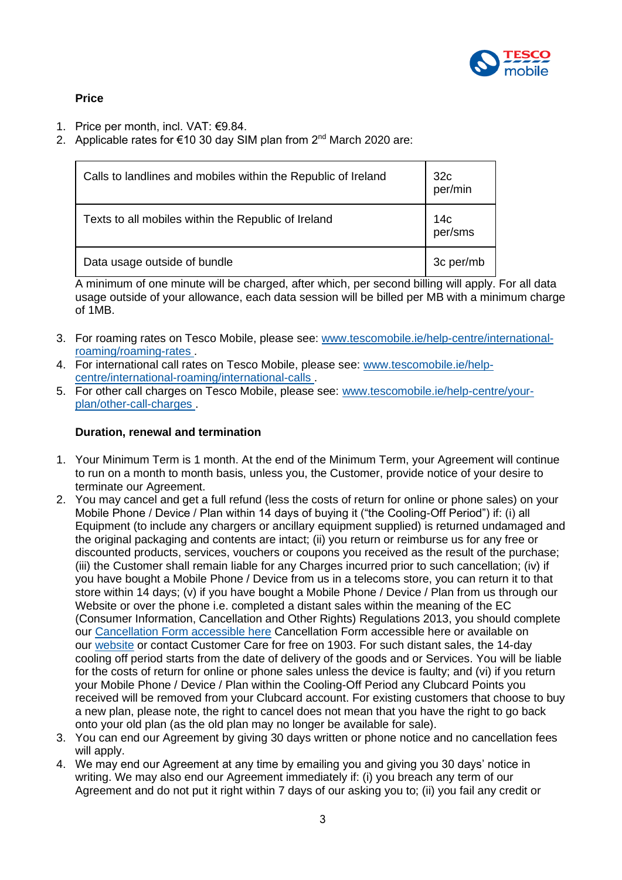**Price**

1. Price per month, incl. VAT: €9.84.
2. Applicable rates for €10 30 day SIM plan from 2nd March 2020 are:

| | |
|---|---|
| Calls to landlines and mobiles within the Republic of Ireland | 32c per/min |
| Texts to all mobiles within the Republic of Ireland | 14c per/sms |
| Data usage outside of bundle | 3c per/mb |

A minimum of one minute will be charged, after which, per second billing will apply. For all data usage outside of your allowance, each data session will be billed per MB with a minimum charge of 1MB.

3. For roaming rates on Tesco Mobile, please see: www.tescomobile.ie/help-centre/international-roaming/roaming-rates .
4. For international call rates on Tesco Mobile, please see: www.tescomobile.ie/help-centre/international-roaming/international-calls .
5. For other call charges on Tesco Mobile, please see: www.tescomobile.ie/help-centre/your-plan/other-call-charges .

**Duration, renewal and termination**

1. Your Minimum Term is 1 month. At the end of the Minimum Term, your Agreement will continue to run on a month to month basis, unless you, the Customer, provide notice of your desire to terminate our Agreement.
2. You may cancel and get a full refund (less the costs of return for online or phone sales) on your Mobile Phone / Device / Plan within 14 days of buying it ("the Cooling-Off Period") if: (i) all Equipment (to include any chargers or ancillary equipment supplied) is returned undamaged and the original packaging and contents are intact; (ii) you return or reimburse us for any free or discounted products, services, vouchers or coupons you received as the result of the purchase; (iii) the Customer shall remain liable for any Charges incurred prior to such cancellation; (iv) if you have bought a Mobile Phone / Device from us in a telecoms store, you can return it to that store within 14 days; (v) if you have bought a Mobile Phone / Device / Plan from us through our Website or over the phone i.e. completed a distant sales within the meaning of the EC (Consumer Information, Cancellation and Other Rights) Regulations 2013, you should complete our Cancellation Form accessible here Cancellation Form accessible here or available on our website or contact Customer Care for free on 1903. For such distant sales, the 14-day cooling off period starts from the date of delivery of the goods and or Services. You will be liable for the costs of return for online or phone sales unless the device is faulty; and (vi) if you return your Mobile Phone / Device / Plan within the Cooling-Off Period any Clubcard Points you received will be removed from your Clubcard account. For existing customers that choose to buy a new plan, please note, the right to cancel does not mean that you have the right to go back onto your old plan (as the old plan may no longer be available for sale).
3. You can end our Agreement by giving 30 days written or phone notice and no cancellation fees will apply.
4. We may end our Agreement at any time by emailing you and giving you 30 days' notice in writing. We may also end our Agreement immediately if: (i) you breach any term of our Agreement and do not put it right within 7 days of our asking you to; (ii) you fail any credit or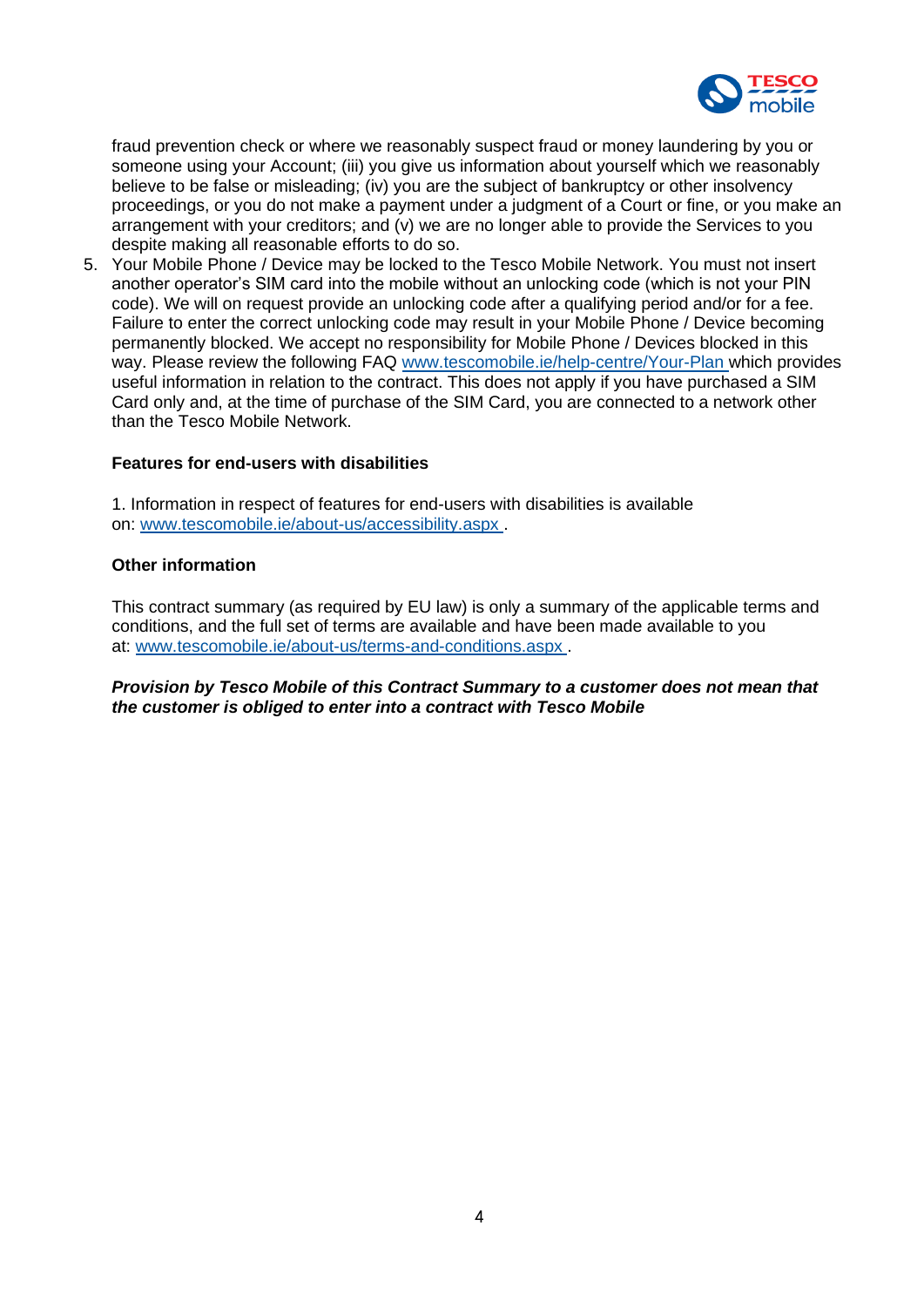fraud prevention check or where we reasonably suspect fraud or money laundering by you or someone using your Account; (iii) you give us information about yourself which we reasonably believe to be false or misleading; (iv) you are the subject of bankruptcy or other insolvency proceedings, or you do not make a payment under a judgment of a Court or fine, or you make an arrangement with your creditors; and (v) we are no longer able to provide the Services to you despite making all reasonable efforts to do so.

5. Your Mobile Phone / Device may be locked to the Tesco Mobile Network. You must not insert another operator's SIM card into the mobile without an unlocking code (which is not your PIN code). We will on request provide an unlocking code after a qualifying period and/or for a fee. Failure to enter the correct unlocking code may result in your Mobile Phone / Device becoming permanently blocked. We accept no responsibility for Mobile Phone / Devices blocked in this way. Please review the following FAQ www.tescomobile.ie/help-centre/Your-Plan which provides useful information in relation to the contract. This does not apply if you have purchased a SIM Card only and, at the time of purchase of the SIM Card, you are connected to a network other than the Tesco Mobile Network.

**Features for end-users with disabilities**

1. Information in respect of features for end-users with disabilities is available on: www.tescomobile.ie/about-us/accessibility.aspx .

**Other information**

This contract summary (as required by EU law) is only a summary of the applicable terms and conditions, and the full set of terms are available and have been made available to you at: www.tescomobile.ie/about-us/terms-and-conditions.aspx .

***Provision by Tesco Mobile of this Contract Summary to a customer does not mean that the customer is obliged to enter into a contract with Tesco Mobile***